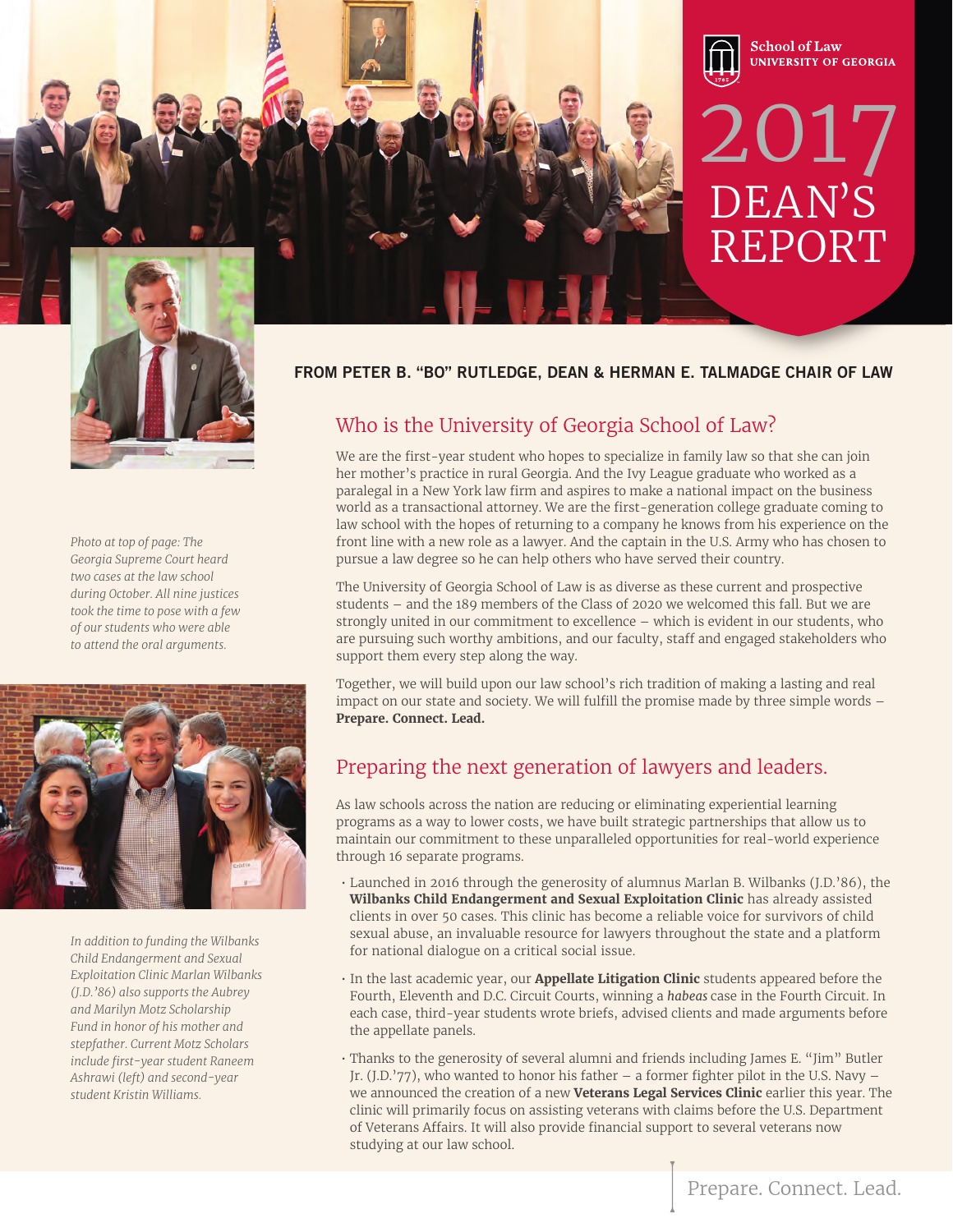School of Law
UNIVERSITY OF GEORGIA

# 2017 DEAN'S REPORT

*Photo at top of page: The Georgia Supreme Court heard two cases at the law school during October. All nine justices took the time to pose with a few of our students who were able to attend the oral arguments.*

*In addition to funding the Wilbanks Child Endangerment and Sexual Exploitation Clinic Marlan Wilbanks (J.D.'86) also supports the Aubrey and Marilyn Motz Scholarship Fund in honor of his mother and stepfather. Current Motz Scholars include first-year student Raneem Ashrawi (left) and second-year student Kristin Williams.*

**FROM PETER B. "BO" RUTLEDGE, DEAN & HERMAN E. TALMADGE CHAIR OF LAW**

## Who is the University of Georgia School of Law?

We are the first-year student who hopes to specialize in family law so that she can join her mother's practice in rural Georgia. And the Ivy League graduate who worked as a paralegal in a New York law firm and aspires to make a national impact on the business world as a transactional attorney. We are the first-generation college graduate coming to law school with the hopes of returning to a company he knows from his experience on the front line with a new role as a lawyer. And the captain in the U.S. Army who has chosen to pursue a law degree so he can help others who have served their country.

The University of Georgia School of Law is as diverse as these current and prospective students – and the 189 members of the Class of 2020 we welcomed this fall. But we are strongly united in our commitment to excellence – which is evident in our students, who are pursuing such worthy ambitions, and our faculty, staff and engaged stakeholders who support them every step along the way.

Together, we will build upon our law school's rich tradition of making a lasting and real impact on our state and society. We will fulfill the promise made by three simple words – **Prepare. Connect. Lead.**

## Preparing the next generation of lawyers and leaders.

As law schools across the nation are reducing or eliminating experiential learning programs as a way to lower costs, we have built strategic partnerships that allow us to maintain our commitment to these unparalleled opportunities for real-world experience through 16 separate programs.

- Launched in 2016 through the generosity of alumnus Marlan B. Wilbanks (J.D.'86), the **Wilbanks Child Endangerment and Sexual Exploitation Clinic** has already assisted clients in over 50 cases. This clinic has become a reliable voice for survivors of child sexual abuse, an invaluable resource for lawyers throughout the state and a platform for national dialogue on a critical social issue.
- In the last academic year, our **Appellate Litigation Clinic** students appeared before the Fourth, Eleventh and D.C. Circuit Courts, winning a *habeas* case in the Fourth Circuit. In each case, third-year students wrote briefs, advised clients and made arguments before the appellate panels.
- Thanks to the generosity of several alumni and friends including James E. "Jim" Butler Jr. (J.D.'77), who wanted to honor his father – a former fighter pilot in the U.S. Navy – we announced the creation of a new **Veterans Legal Services Clinic** earlier this year. The clinic will primarily focus on assisting veterans with claims before the U.S. Department of Veterans Affairs. It will also provide financial support to several veterans now studying at our law school.

Prepare. Connect. Lead.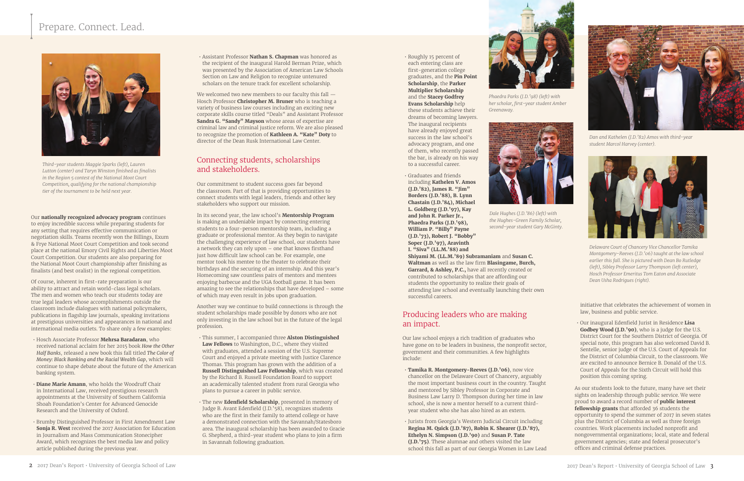# Prepare. Connect. Lead.

*Third-year students Maggie Sparks (left), Lauren Lutton (center) and Taryn Winston finished as finalists in the Region 5 contest of the National Moot Court Competition, qualifying for the national championship tier of the tournament to be held next year.*

Our **nationally recognized advocacy program** continues to enjoy incredible success while preparing students for any setting that requires effective communication or negotiation skills. Teams recently won the Billings, Exum & Frye National Moot Court Competition and took second place at the national Emory Civil Rights and Liberties Moot Court Competition. Our students are also preparing for the National Moot Court championship after finishing as finalists (and best oralist) in the regional competition.

Of course, inherent in first-rate preparation is our ability to attract and retain world-class legal scholars. The men and women who teach our students today are true legal leaders whose accomplishments outside the classroom include dialogues with national policymakers, publications in flagship law journals, speaking invitations at prestigious universities and appearances in national and international media outlets. To share only a few examples:

- Hosch Associate Professor **Mehrsa Baradaran**, who received national acclaim for her 2015 book *How the Other Half Banks*, released a new book this fall titled *The Color of Money: Black Banking and the Racial Wealth Gap*, which will continue to shape debate about the future of the American banking system.
- **Diane Marie Amann**, who holds the Woodruff Chair in International Law, received prestigious research appointments at the University of Southern California Shoah Foundation's Center for Advanced Genocide Research and the University of Oxford.
- Brumby Distinguished Professor in First Amendment Law **Sonja R. West** received the 2017 Association for Education in Journalism and Mass Communication Stonecipher Award, which recognizes the best media law and policy article published during the previous year.
- Assistant Professor **Nathan S. Chapman** was honored as the recipient of the inaugural Harold Berman Prize, which was presented by the Association of American Law Schools Section on Law and Religion to recognize untenured scholars on the tenure track for excellent scholarship.

We welcomed two new members to our faculty this fall — Hosch Professor **Christopher M. Bruner** who is teaching a variety of business law courses including an exciting new capstone skills course titled "Deals" and Assistant Professor **Sandra G. "Sandy" Mayson** whose areas of expertise are criminal law and criminal justice reform. We are also pleased to recognize the promotion of **Kathleen A. "Kate" Doty** to director of the Dean Rusk International Law Center.

## Connecting students, scholarships and stakeholders.

Our commitment to student success goes far beyond the classroom. Part of that is providing opportunities to connect students with legal leaders, friends and other key stakeholders who support our mission.

In its second year, the law school's **Mentorship Program** is making an undeniable impact by connecting entering students to a four-person mentorship team, including a graduate or professional mentor. As they begin to navigate the challenging experience of law school, our students have a network they can rely upon – one that knows firsthand just how difficult law school can be. For example, one mentor took his mentee to the theater to celebrate their birthdays and the securing of an internship. And this year's Homecoming saw countless pairs of mentors and mentees enjoying barbecue and the UGA football game. It has been amazing to see the relationships that have developed – some of which may even result in jobs upon graduation.

Another way we continue to build connections is through the student scholarships made possible by donors who are not only investing in the law school but in the future of the legal profession.

- This summer, I accompanied three **Alston Distinguished Law Fellows** to Washington, D.C., where they visited with graduates, attended a session of the U.S. Supreme Court and enjoyed a private meeting with Justice Clarence Thomas. This program has grown with the addition of a **Russell Distinguished Law Fellowship**, which was created by the Richard B. Russell Foundation Board to support an academically talented student from rural Georgia who plans to pursue a career in public service.
- The new **Edenfield Scholarship**, presented in memory of Judge B. Avant Edenfield (J.D.'58), recognizes students who are the first in their family to attend college or have a demonstrated connection with the Savannah/Statesboro area. The inaugural scholarship has been awarded to Gracie G. Shepherd, a third-year student who plans to join a firm in Savannah following graduation.
- Roughly 15 percent of each entering class are first-generation college graduates, and the **Pin Point Scholarship**, the **Parker Multiplier Scholarship** and the **Stacey Godfrey Evans Scholarship** help these students achieve their dreams of becoming lawyers. The inaugural recipients have already enjoyed great success in the law school's advocacy program, and one of them, who recently passed the bar, is already on his way to a successful career.
- Graduates and friends including **Kathelen V. Amos (J.D.'82), James R. "Jim" Borders (J.D.'88), B. Lynn Chastain (J.D.'84), Michael L. Goldberg (J.D.'97), Kay and John R. Parker Jr., Phaedra Parks (J.D.'98), William P. "Billy" Payne (J.D.'73), Robert J. "Bobby" Soper (J.D.'97), Aravinth I. "Siva" (LL.M.'88) and Shiyami M. (LL.M.'89) Subramaniam** and **Susan C. Waltman** as well as the law firm **Blasingame, Burch, Garrard, & Ashley, P.C.,** have all recently created or contributed to scholarships that are affording our students the opportunity to realize their goals of attending law school and eventually launching their own successful careers.

*Phaedra Parks (J.D.'98) (left) with her scholar, first-year student Amber Greenaway.*

*Dale Hughes (J.D.'86) (left) with the Hughes-Green Family Scholar, second-year student Gary McGinty.*

## Producing leaders who are making an impact.

Our law school enjoys a rich tradition of graduates who have gone on to be leaders in business, the nonprofit sector, government and their communities. A few highlights include:

- **Tamika R. Montgomery-Reeves (J.D.'06)**, now vice chancellor on the Delaware Court of Chancery, arguably the most important business court in the country. Taught and mentored by Sibley Professor in Corporate and Business Law Larry D. Thompson during her time in law school, she is now a mentor herself to a current third-year student who she has also hired as an extern.
- Jurists from Georgia's Western Judicial Circuit including **Regina M. Quick (J.D.'87), Robin K. Shearer (J.D.'87), Ethelyn N. Simpson (J.D.'90)** and **Susan P. Tate (J.D.'75)**. These alumnae and others visited the law school this fall as part of our Georgia Women in Law Lead initiative that celebrates the achievement of women in law, business and public service.
- Our inaugural Edenfield Jurist in Residence **Lisa Godbey Wood (J.D.'90)**, who is a judge for the U.S. District Court for the Southern District of Georgia. Of special note, this program has also welcomed David B. Sentelle, senior judge of the U.S. Court of Appeals for the District of Columbia Circuit, to the classroom. We are excited to announce Bernice B. Donald of the U.S. Court of Appeals for the Sixth Circuit will hold this position this coming spring.

*Dan and Kathelen (J.D.'82) Amos with third-year student Marcol Harvey (center).*

*Delaware Court of Chancery Vice Chancellor Tamika Montgomery-Reeves (J.D.'06) taught at the law school earlier this fall. She is pictured with Dean Bo Rutledge (left), Sibley Professor Larry Thompson (left center), Hosch Professor Emeritus Tom Eaton and Associate Dean Usha Rodrigues (right).*

As our students look to the future, many have set their sights on leadership through public service. We were proud to award a record number of **public interest fellowship grants** that afforded 36 students the opportunity to spend the summer of 2017 in seven states plus the District of Columbia as well as three foreign countries. Work placements included nonprofit and nongovernmental organizations; local, state and federal government agencies; state and federal prosecutor's offices and criminal defense practices.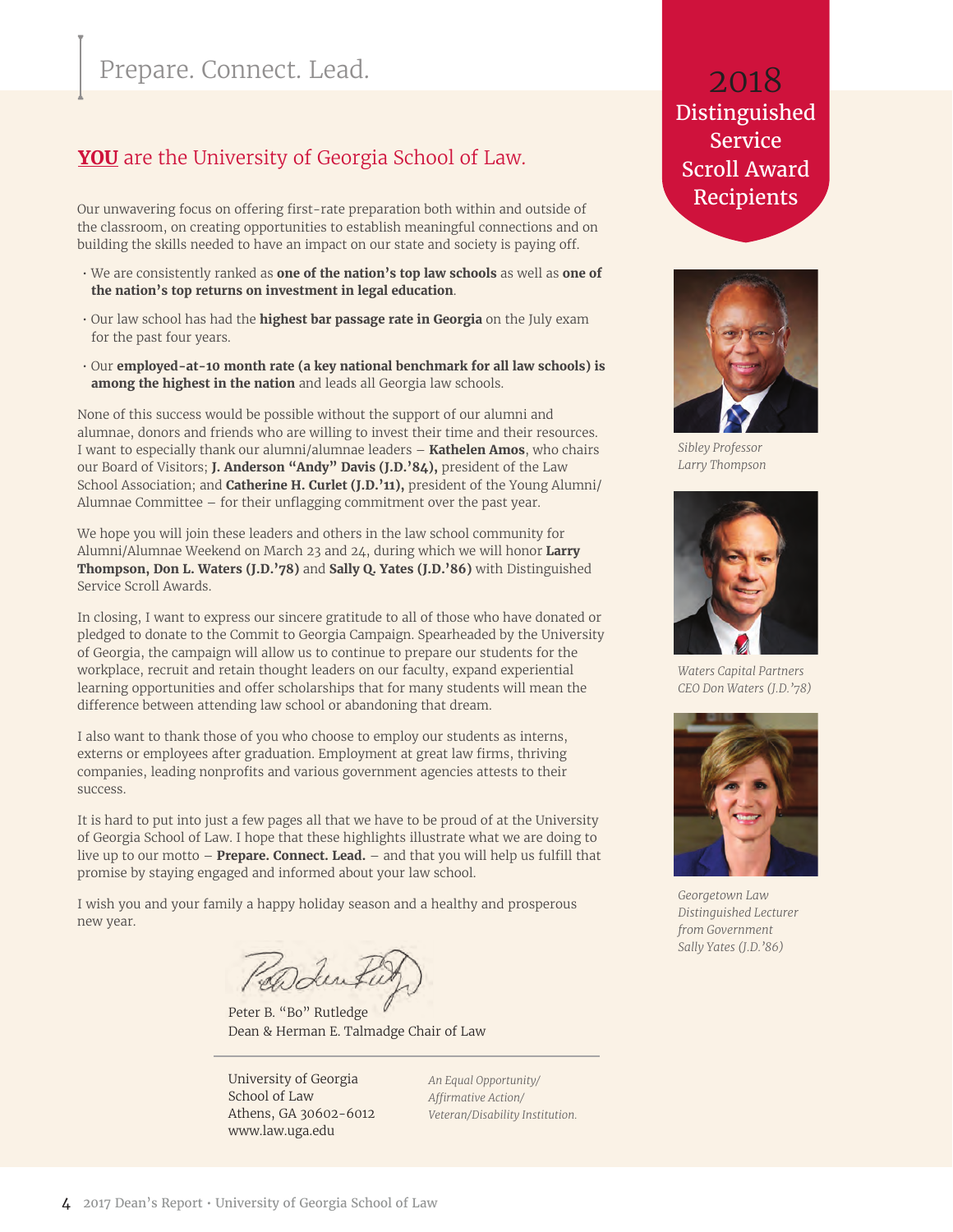Prepare. Connect. Lead.

## **YOU** are the University of Georgia School of Law.

Our unwavering focus on offering first-rate preparation both within and outside of the classroom, on creating opportunities to establish meaningful connections and on building the skills needed to have an impact on our state and society is paying off.

- We are consistently ranked as **one of the nation's top law schools** as well as **one of the nation's top returns on investment in legal education**.
- Our law school has had the **highest bar passage rate in Georgia** on the July exam for the past four years.
- Our **employed-at-10 month rate (a key national benchmark for all law schools) is among the highest in the nation** and leads all Georgia law schools.

None of this success would be possible without the support of our alumni and alumnae, donors and friends who are willing to invest their time and their resources. I want to especially thank our alumni/alumnae leaders – **Kathelen Amos**, who chairs our Board of Visitors; **J. Anderson "Andy" Davis (J.D.'84),** president of the Law School Association; and **Catherine H. Curlet (J.D.'11),** president of the Young Alumni/Alumnae Committee – for their unflagging commitment over the past year.

We hope you will join these leaders and others in the law school community for Alumni/Alumnae Weekend on March 23 and 24, during which we will honor **Larry Thompson, Don L. Waters (J.D.'78)** and **Sally Q. Yates (J.D.'86)** with Distinguished Service Scroll Awards.

In closing, I want to express our sincere gratitude to all of those who have donated or pledged to donate to the Commit to Georgia Campaign. Spearheaded by the University of Georgia, the campaign will allow us to continue to prepare our students for the workplace, recruit and retain thought leaders on our faculty, expand experiential learning opportunities and offer scholarships that for many students will mean the difference between attending law school or abandoning that dream.

I also want to thank those of you who choose to employ our students as interns, externs or employees after graduation. Employment at great law firms, thriving companies, leading nonprofits and various government agencies attests to their success.

It is hard to put into just a few pages all that we have to be proud of at the University of Georgia School of Law. I hope that these highlights illustrate what we are doing to live up to our motto – **Prepare. Connect. Lead.** – and that you will help us fulfill that promise by staying engaged and informed about your law school.

I wish you and your family a happy holiday season and a healthy and prosperous new year.

Peter B. "Bo" Rutledge
Dean & Herman E. Talmadge Chair of Law

University of Georgia
School of Law
Athens, GA 30602-6012
www.law.uga.edu

*An Equal Opportunity/ Affirmative Action/ Veteran/Disability Institution.*

## 2018 Distinguished Service Scroll Award Recipients

*Sibley Professor Larry Thompson*

*Waters Capital Partners CEO Don Waters (J.D.'78)*

*Georgetown Law Distinguished Lecturer from Government Sally Yates (J.D.'86)*